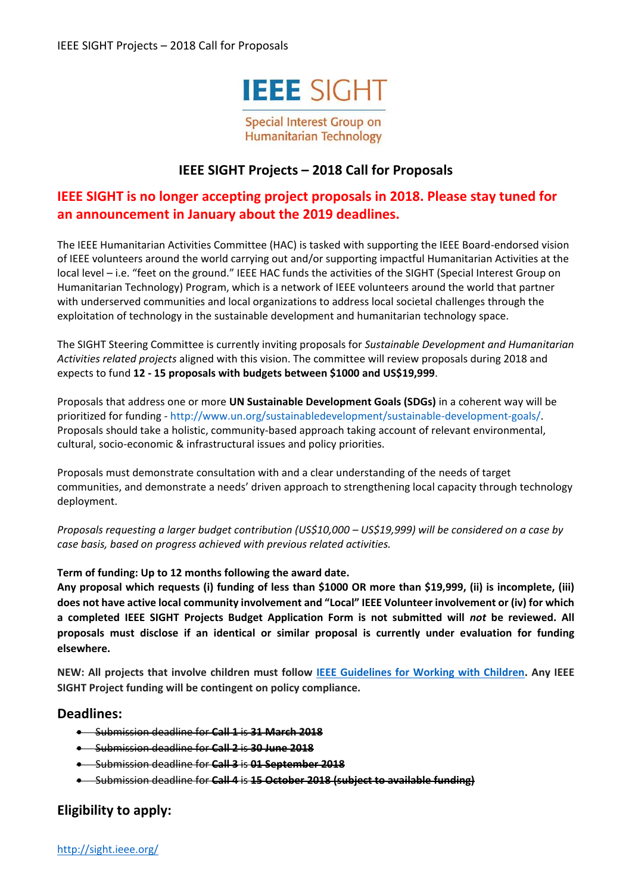IEEE SIGHT

Special Interest Group on Humanitarian Technology

# IEEE SIGHT Projects – 2018 Call for Proposals

## IEEE SIGHT is no longer accepting project proposals in 2018. Please stay tuned for an announcement in January about the 2019 deadlines.

The IEEE Humanitarian Activities Committee (HAC) is tasked with supporting the IEEE Board-endorsed vision of IEEE volunteers around the world carrying out and/or supporting impactful Humanitarian Activities at the local level – i.e. "feet on the ground." IEEE HAC funds the activities of the SIGHT (Special Interest Group on Humanitarian Technology) Program, which is a network of IEEE volunteers around the world that partner with underserved communities and local organizations to address local societal challenges through the exploitation of technology in the sustainable development and humanitarian technology space.

The SIGHT Steering Committee is currently inviting proposals for *Sustainable Development and Humanitarian Activities related projects* aligned with this vision. The committee will review proposals during 2018 and expects to fund **12 - 15 proposals with budgets between $1000 and US$19,999**.

Proposals that address one or more **UN Sustainable Development Goals (SDGs)** in a coherent way will be prioritized for funding - http://www.un.org/sustainabledevelopment/sustainable-development-goals/. Proposals should take a holistic, community-based approach taking account of relevant environmental, cultural, socio-economic & infrastructural issues and policy priorities.

Proposals must demonstrate consultation with and a clear understanding of the needs of target communities, and demonstrate a needs' driven approach to strengthening local capacity through technology deployment.

*Proposals requesting a larger budget contribution (US$10,000 – US$19,999) will be considered on a case by case basis, based on progress achieved with previous related activities.*

**Term of funding: Up to 12 months following the award date.**

**Any proposal which requests (i) funding of less than $1000 OR more than $19,999, (ii) is incomplete, (iii) does not have active local community involvement and "Local" IEEE Volunteer involvement or (iv) for which a completed IEEE SIGHT Projects Budget Application Form is not submitted will *not* be reviewed. All proposals must disclose if an identical or similar proposal is currently under evaluation for funding elsewhere.**

**NEW: All projects that involve children must follow [IEEE Guidelines for Working with Children](). Any IEEE SIGHT Project funding will be contingent on policy compliance.**

## Deadlines:

- ~~Submission deadline for **Call 1** is **31 March 2018**~~
- ~~Submission deadline for **Call 2** is **30 June 2018**~~
- ~~Submission deadline for **Call 3** is **01 September 2018**~~
- ~~Submission deadline for **Call 4** is **15 October 2018 (subject to available funding)**~~

## Eligibility to apply: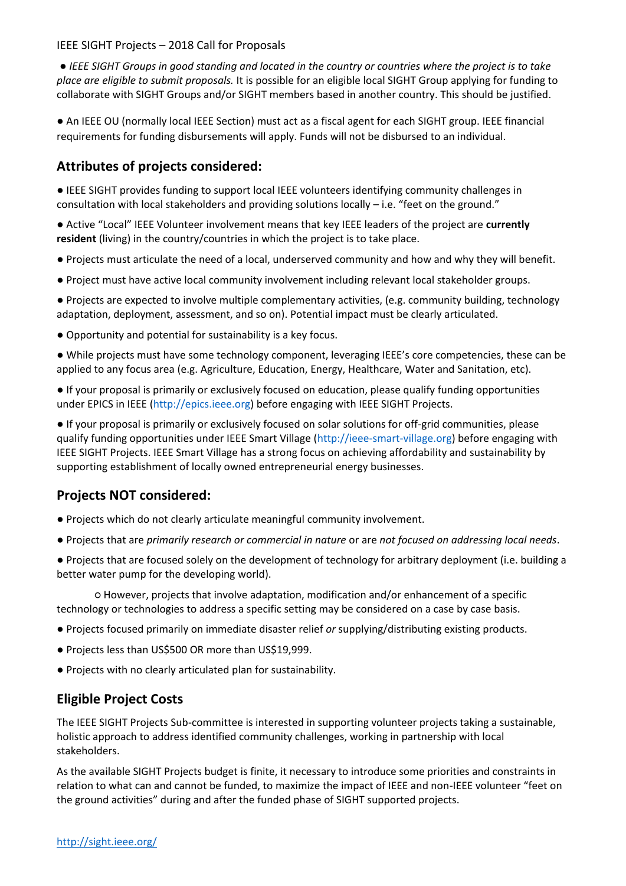IEEE SIGHT Projects – 2018 Call for Proposals

- *IEEE SIGHT Groups in good standing and located in the country or countries where the project is to take place are eligible to submit proposals.* It is possible for an eligible local SIGHT Group applying for funding to collaborate with SIGHT Groups and/or SIGHT members based in another country. This should be justified.

- An IEEE OU (normally local IEEE Section) must act as a fiscal agent for each SIGHT group. IEEE financial requirements for funding disbursements will apply. Funds will not be disbursed to an individual.

## Attributes of projects considered:

- IEEE SIGHT provides funding to support local IEEE volunteers identifying community challenges in consultation with local stakeholders and providing solutions locally – i.e. "feet on the ground."
- Active "Local" IEEE Volunteer involvement means that key IEEE leaders of the project are **currently resident** (living) in the country/countries in which the project is to take place.
- Projects must articulate the need of a local, underserved community and how and why they will benefit.
- Project must have active local community involvement including relevant local stakeholder groups.
- Projects are expected to involve multiple complementary activities, (e.g. community building, technology adaptation, deployment, assessment, and so on). Potential impact must be clearly articulated.
- Opportunity and potential for sustainability is a key focus.
- While projects must have some technology component, leveraging IEEE's core competencies, these can be applied to any focus area (e.g. Agriculture, Education, Energy, Healthcare, Water and Sanitation, etc).
- If your proposal is primarily or exclusively focused on education, please qualify funding opportunities under EPICS in IEEE (http://epics.ieee.org) before engaging with IEEE SIGHT Projects.
- If your proposal is primarily or exclusively focused on solar solutions for off-grid communities, please qualify funding opportunities under IEEE Smart Village (http://ieee-smart-village.org) before engaging with IEEE SIGHT Projects. IEEE Smart Village has a strong focus on achieving affordability and sustainability by supporting establishment of locally owned entrepreneurial energy businesses.

## Projects NOT considered:

- Projects which do not clearly articulate meaningful community involvement.
- Projects that are *primarily research or commercial in nature* or are *not focused on addressing local needs*.
- Projects that are focused solely on the development of technology for arbitrary deployment (i.e. building a better water pump for the developing world).
  - However, projects that involve adaptation, modification and/or enhancement of a specific technology or technologies to address a specific setting may be considered on a case by case basis.
- Projects focused primarily on immediate disaster relief *or* supplying/distributing existing products.
- Projects less than US$500 OR more than US$19,999.
- Projects with no clearly articulated plan for sustainability.

## Eligible Project Costs

The IEEE SIGHT Projects Sub-committee is interested in supporting volunteer projects taking a sustainable, holistic approach to address identified community challenges, working in partnership with local stakeholders.

As the available SIGHT Projects budget is finite, it necessary to introduce some priorities and constraints in relation to what can and cannot be funded, to maximize the impact of IEEE and non-IEEE volunteer "feet on the ground activities" during and after the funded phase of SIGHT supported projects.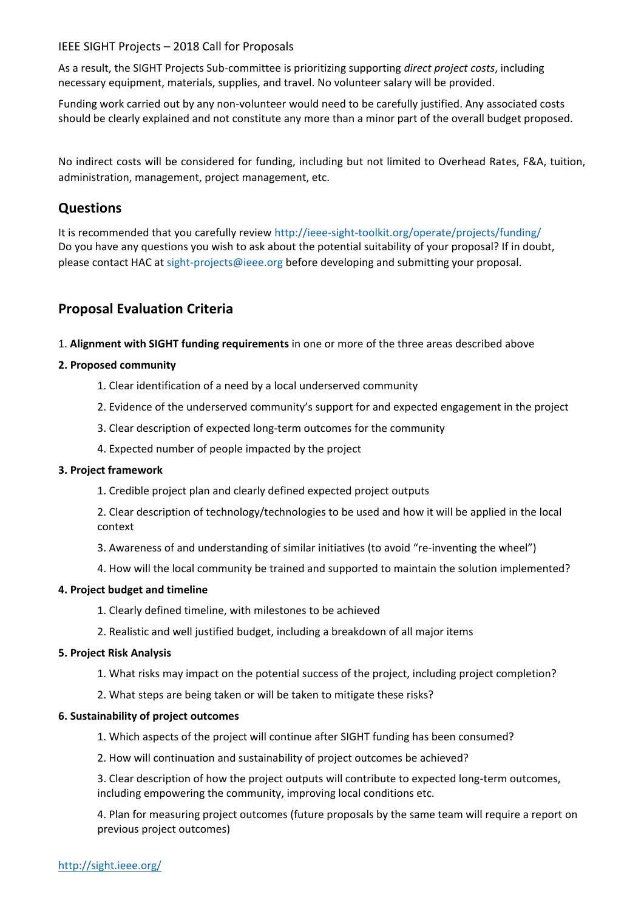As a result, the SIGHT Projects Sub-committee is prioritizing supporting *direct project costs*, including necessary equipment, materials, supplies, and travel. No volunteer salary will be provided.

Funding work carried out by any non-volunteer would need to be carefully justified. Any associated costs should be clearly explained and not constitute any more than a minor part of the overall budget proposed.

No indirect costs will be considered for funding, including but not limited to Overhead Rates, F&A, tuition, administration, management, project management, etc.

## Questions

It is recommended that you carefully review http://ieee-sight-toolkit.org/operate/projects/funding/
Do you have any questions you wish to ask about the potential suitability of your proposal? If in doubt, please contact HAC at sight-projects@ieee.org before developing and submitting your proposal.

## Proposal Evaluation Criteria

1. **Alignment with SIGHT funding requirements** in one or more of the three areas described above

**2. Proposed community**

1. Clear identification of a need by a local underserved community
2. Evidence of the underserved community's support for and expected engagement in the project
3. Clear description of expected long-term outcomes for the community
4. Expected number of people impacted by the project

**3. Project framework**

1. Credible project plan and clearly defined expected project outputs
2. Clear description of technology/technologies to be used and how it will be applied in the local context
3. Awareness of and understanding of similar initiatives (to avoid "re-inventing the wheel")
4. How will the local community be trained and supported to maintain the solution implemented?

**4. Project budget and timeline**

1. Clearly defined timeline, with milestones to be achieved
2. Realistic and well justified budget, including a breakdown of all major items

**5. Project Risk Analysis**

1. What risks may impact on the potential success of the project, including project completion?
2. What steps are being taken or will be taken to mitigate these risks?

**6. Sustainability of project outcomes**

1. Which aspects of the project will continue after SIGHT funding has been consumed?
2. How will continuation and sustainability of project outcomes be achieved?
3. Clear description of how the project outputs will contribute to expected long-term outcomes, including empowering the community, improving local conditions etc.
4. Plan for measuring project outcomes (future proposals by the same team will require a report on previous project outcomes)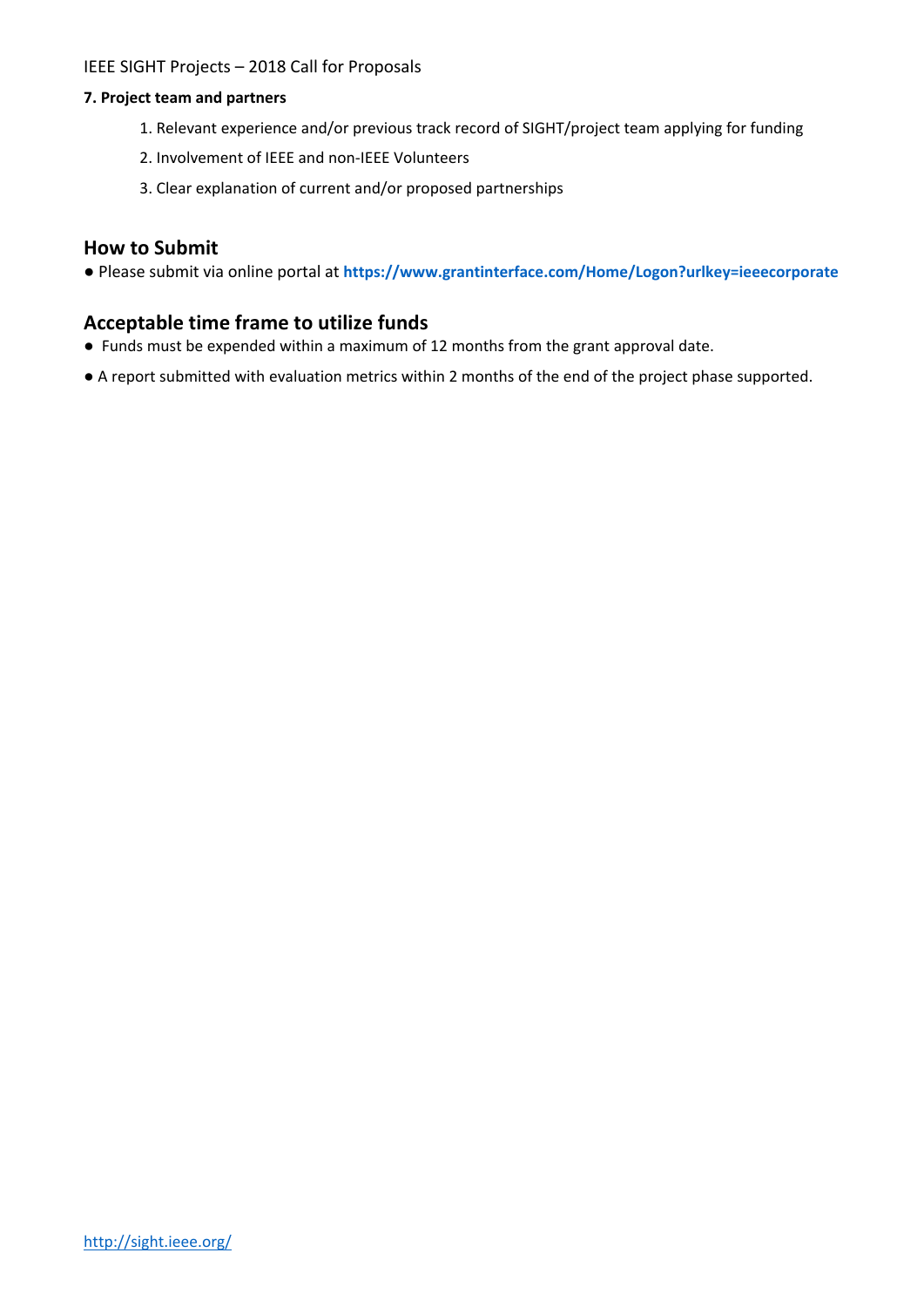**7. Project team and partners**

1. Relevant experience and/or previous track record of SIGHT/project team applying for funding
2. Involvement of IEEE and non-IEEE Volunteers
3. Clear explanation of current and/or proposed partnerships

## How to Submit

- Please submit via online portal at **https://www.grantinterface.com/Home/Logon?urlkey=ieeecorporate**

## Acceptable time frame to utilize funds

- Funds must be expended within a maximum of 12 months from the grant approval date.
- A report submitted with evaluation metrics within 2 months of the end of the project phase supported.

http://sight.ieee.org/